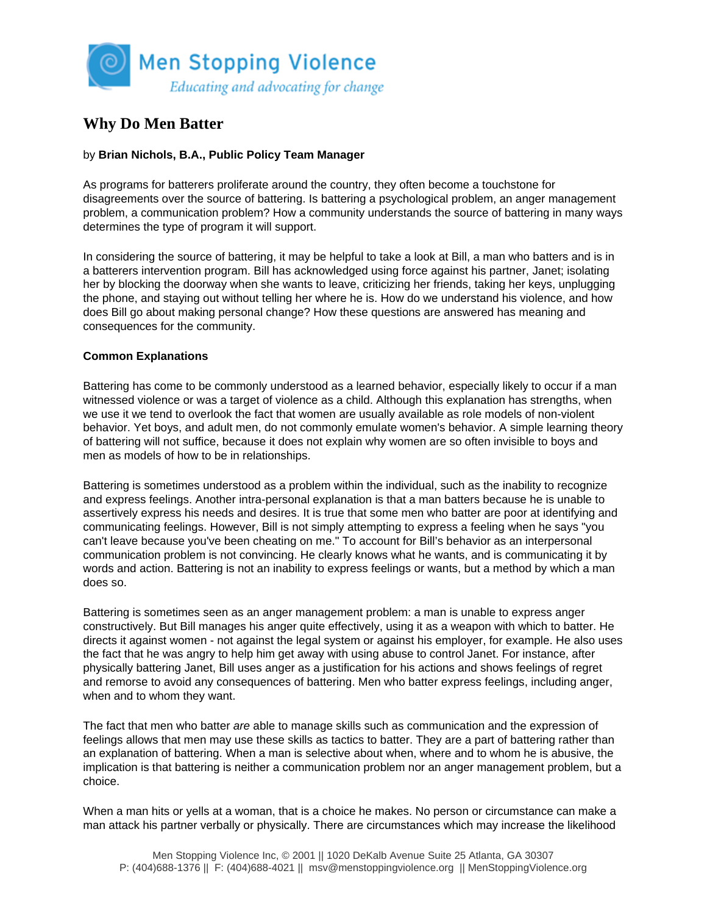Men Stopping Violence

*Educating and advocating for change*

# Why Do Men Batter

by **Brian Nichols, B.A., Public Policy Team Manager**

As programs for batterers proliferate around the country, they often become a touchstone for disagreements over the source of battering. Is battering a psychological problem, an anger management problem, a communication problem? How a community understands the source of battering in many ways determines the type of program it will support.

In considering the source of battering, it may be helpful to take a look at Bill, a man who batters and is in a batterers intervention program. Bill has acknowledged using force against his partner, Janet; isolating her by blocking the doorway when she wants to leave, criticizing her friends, taking her keys, unplugging the phone, and staying out without telling her where he is. How do we understand his violence, and how does Bill go about making personal change? How these questions are answered has meaning and consequences for the community.

**Common Explanations**

Battering has come to be commonly understood as a learned behavior, especially likely to occur if a man witnessed violence or was a target of violence as a child. Although this explanation has strengths, when we use it we tend to overlook the fact that women are usually available as role models of non-violent behavior. Yet boys, and adult men, do not commonly emulate women's behavior. A simple learning theory of battering will not suffice, because it does not explain why women are so often invisible to boys and men as models of how to be in relationships.

Battering is sometimes understood as a problem within the individual, such as the inability to recognize and express feelings. Another intra-personal explanation is that a man batters because he is unable to assertively express his needs and desires. It is true that some men who batter are poor at identifying and communicating feelings. However, Bill is not simply attempting to express a feeling when he says "you can't leave because you've been cheating on me." To account for Bill's behavior as an interpersonal communication problem is not convincing. He clearly knows what he wants, and is communicating it by words and action. Battering is not an inability to express feelings or wants, but a method by which a man does so.

Battering is sometimes seen as an anger management problem: a man is unable to express anger constructively. But Bill manages his anger quite effectively, using it as a weapon with which to batter. He directs it against women - not against the legal system or against his employer, for example. He also uses the fact that he was angry to help him get away with using abuse to control Janet. For instance, after physically battering Janet, Bill uses anger as a justification for his actions and shows feelings of regret and remorse to avoid any consequences of battering. Men who batter express feelings, including anger, when and to whom they want.

The fact that men who batter *are* able to manage skills such as communication and the expression of feelings allows that men may use these skills as tactics to batter. They are a part of battering rather than an explanation of battering. When a man is selective about when, where and to whom he is abusive, the implication is that battering is neither a communication problem nor an anger management problem, but a choice.

When a man hits or yells at a woman, that is a choice he makes. No person or circumstance can make a man attack his partner verbally or physically. There are circumstances which may increase the likelihood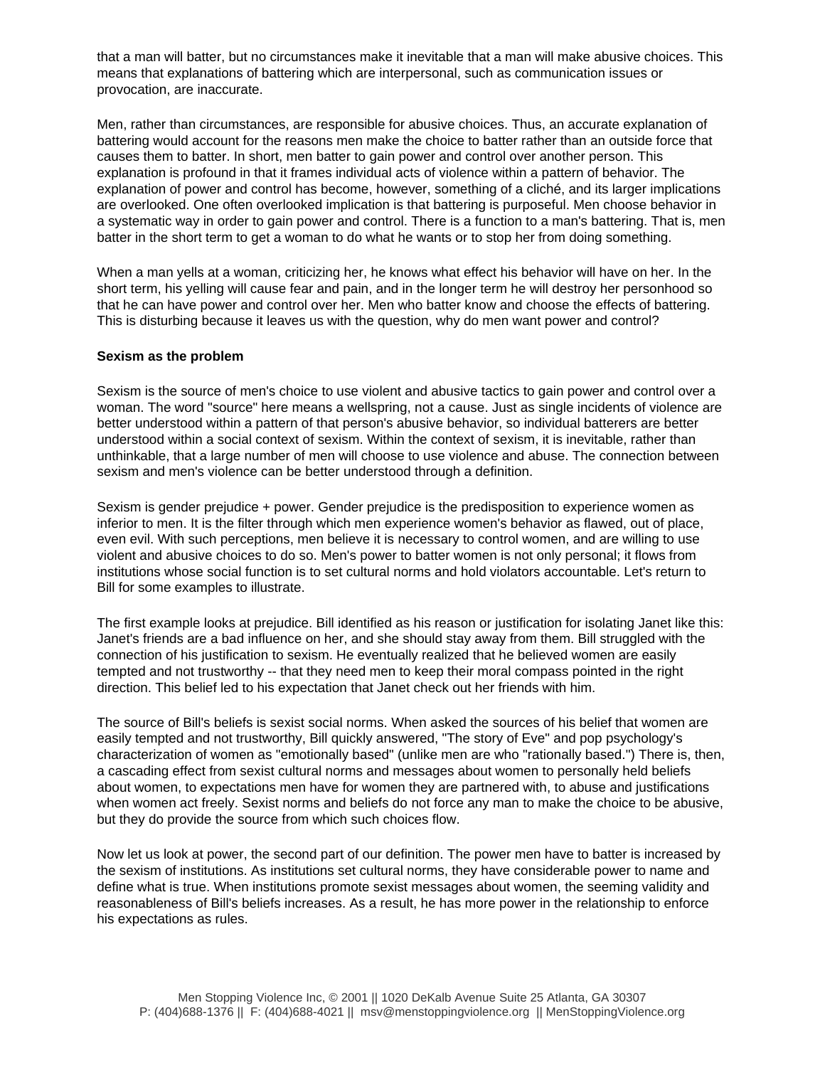that a man will batter, but no circumstances make it inevitable that a man will make abusive choices. This means that explanations of battering which are interpersonal, such as communication issues or provocation, are inaccurate.

Men, rather than circumstances, are responsible for abusive choices. Thus, an accurate explanation of battering would account for the reasons men make the choice to batter rather than an outside force that causes them to batter. In short, men batter to gain power and control over another person. This explanation is profound in that it frames individual acts of violence within a pattern of behavior. The explanation of power and control has become, however, something of a cliché, and its larger implications are overlooked. One often overlooked implication is that battering is purposeful. Men choose behavior in a systematic way in order to gain power and control. There is a function to a man's battering. That is, men batter in the short term to get a woman to do what he wants or to stop her from doing something.

When a man yells at a woman, criticizing her, he knows what effect his behavior will have on her. In the short term, his yelling will cause fear and pain, and in the longer term he will destroy her personhood so that he can have power and control over her. Men who batter know and choose the effects of battering. This is disturbing because it leaves us with the question, why do men want power and control?

**Sexism as the problem**

Sexism is the source of men's choice to use violent and abusive tactics to gain power and control over a woman. The word "source" here means a wellspring, not a cause. Just as single incidents of violence are better understood within a pattern of that person's abusive behavior, so individual batterers are better understood within a social context of sexism. Within the context of sexism, it is inevitable, rather than unthinkable, that a large number of men will choose to use violence and abuse. The connection between sexism and men's violence can be better understood through a definition.

Sexism is gender prejudice + power. Gender prejudice is the predisposition to experience women as inferior to men. It is the filter through which men experience women's behavior as flawed, out of place, even evil. With such perceptions, men believe it is necessary to control women, and are willing to use violent and abusive choices to do so. Men's power to batter women is not only personal; it flows from institutions whose social function is to set cultural norms and hold violators accountable. Let's return to Bill for some examples to illustrate.

The first example looks at prejudice. Bill identified as his reason or justification for isolating Janet like this: Janet's friends are a bad influence on her, and she should stay away from them. Bill struggled with the connection of his justification to sexism. He eventually realized that he believed women are easily tempted and not trustworthy -- that they need men to keep their moral compass pointed in the right direction. This belief led to his expectation that Janet check out her friends with him.

The source of Bill's beliefs is sexist social norms. When asked the sources of his belief that women are easily tempted and not trustworthy, Bill quickly answered, "The story of Eve" and pop psychology's characterization of women as "emotionally based" (unlike men are who "rationally based.") There is, then, a cascading effect from sexist cultural norms and messages about women to personally held beliefs about women, to expectations men have for women they are partnered with, to abuse and justifications when women act freely. Sexist norms and beliefs do not force any man to make the choice to be abusive, but they do provide the source from which such choices flow.

Now let us look at power, the second part of our definition. The power men have to batter is increased by the sexism of institutions. As institutions set cultural norms, they have considerable power to name and define what is true. When institutions promote sexist messages about women, the seeming validity and reasonableness of Bill's beliefs increases. As a result, he has more power in the relationship to enforce his expectations as rules.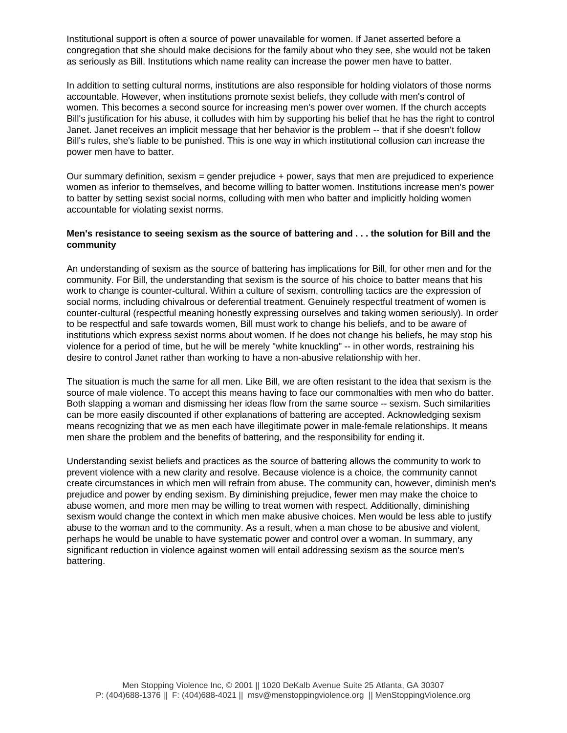Institutional support is often a source of power unavailable for women. If Janet asserted before a congregation that she should make decisions for the family about who they see, she would not be taken as seriously as Bill. Institutions which name reality can increase the power men have to batter.

In addition to setting cultural norms, institutions are also responsible for holding violators of those norms accountable. However, when institutions promote sexist beliefs, they collude with men's control of women. This becomes a second source for increasing men's power over women. If the church accepts Bill's justification for his abuse, it colludes with him by supporting his belief that he has the right to control Janet. Janet receives an implicit message that her behavior is the problem -- that if she doesn't follow Bill's rules, she's liable to be punished. This is one way in which institutional collusion can increase the power men have to batter.

Our summary definition, sexism = gender prejudice + power, says that men are prejudiced to experience women as inferior to themselves, and become willing to batter women. Institutions increase men's power to batter by setting sexist social norms, colluding with men who batter and implicitly holding women accountable for violating sexist norms.

**Men's resistance to seeing sexism as the source of battering and . . . the solution for Bill and the community**

An understanding of sexism as the source of battering has implications for Bill, for other men and for the community. For Bill, the understanding that sexism is the source of his choice to batter means that his work to change is counter-cultural. Within a culture of sexism, controlling tactics are the expression of social norms, including chivalrous or deferential treatment. Genuinely respectful treatment of women is counter-cultural (respectful meaning honestly expressing ourselves and taking women seriously). In order to be respectful and safe towards women, Bill must work to change his beliefs, and to be aware of institutions which express sexist norms about women. If he does not change his beliefs, he may stop his violence for a period of time, but he will be merely "white knuckling" -- in other words, restraining his desire to control Janet rather than working to have a non-abusive relationship with her.

The situation is much the same for all men. Like Bill, we are often resistant to the idea that sexism is the source of male violence. To accept this means having to face our commonalties with men who do batter. Both slapping a woman and dismissing her ideas flow from the same source -- sexism. Such similarities can be more easily discounted if other explanations of battering are accepted. Acknowledging sexism means recognizing that we as men each have illegitimate power in male-female relationships. It means men share the problem and the benefits of battering, and the responsibility for ending it.

Understanding sexist beliefs and practices as the source of battering allows the community to work to prevent violence with a new clarity and resolve. Because violence is a choice, the community cannot create circumstances in which men will refrain from abuse. The community can, however, diminish men's prejudice and power by ending sexism. By diminishing prejudice, fewer men may make the choice to abuse women, and more men may be willing to treat women with respect. Additionally, diminishing sexism would change the context in which men make abusive choices. Men would be less able to justify abuse to the woman and to the community. As a result, when a man chose to be abusive and violent, perhaps he would be unable to have systematic power and control over a woman. In summary, any significant reduction in violence against women will entail addressing sexism as the source men's battering.